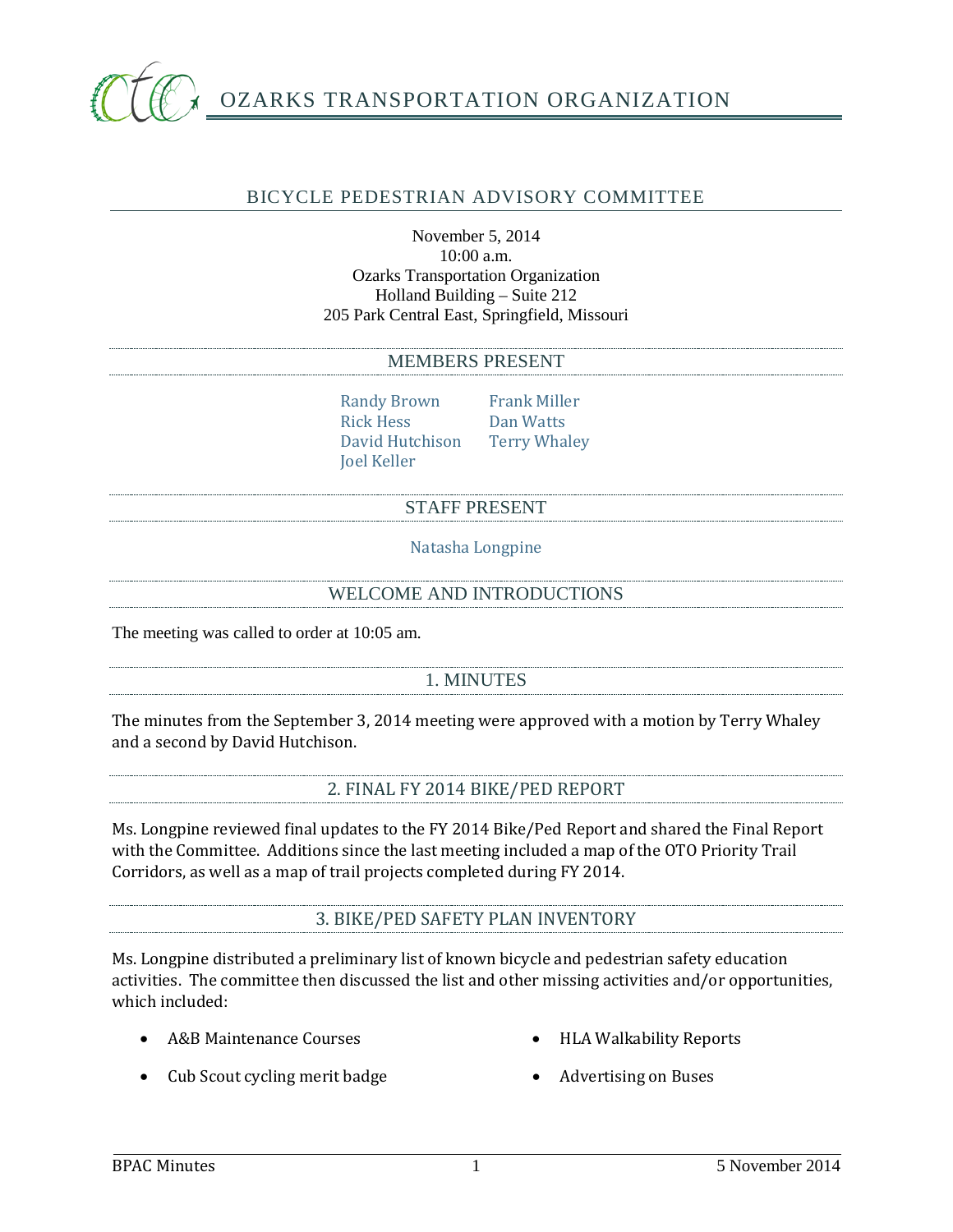# OZARKS TRANSPORTATION ORGANIZATION

## BICYCLE PEDESTRIAN ADVISORY COMMITTEE

November 5, 2014
10:00 a.m.
Ozarks Transportation Organization
Holland Building – Suite 212
205 Park Central East, Springfield, Missouri

### MEMBERS PRESENT

Randy Brown
Rick Hess
David Hutchison
Joel Keller
Frank Miller
Dan Watts
Terry Whaley

### STAFF PRESENT

Natasha Longpine

### WELCOME AND INTRODUCTIONS

The meeting was called to order at 10:05 am.

### 1. MINUTES

The minutes from the September 3, 2014 meeting were approved with a motion by Terry Whaley and a second by David Hutchison.

### 2. FINAL FY 2014 BIKE/PED REPORT

Ms. Longpine reviewed final updates to the FY 2014 Bike/Ped Report and shared the Final Report with the Committee. Additions since the last meeting included a map of the OTO Priority Trail Corridors, as well as a map of trail projects completed during FY 2014.

### 3. BIKE/PED SAFETY PLAN INVENTORY

Ms. Longpine distributed a preliminary list of known bicycle and pedestrian safety education activities. The committee then discussed the list and other missing activities and/or opportunities, which included:

- A&B Maintenance Courses
- Cub Scout cycling merit badge
- HLA Walkability Reports
- Advertising on Buses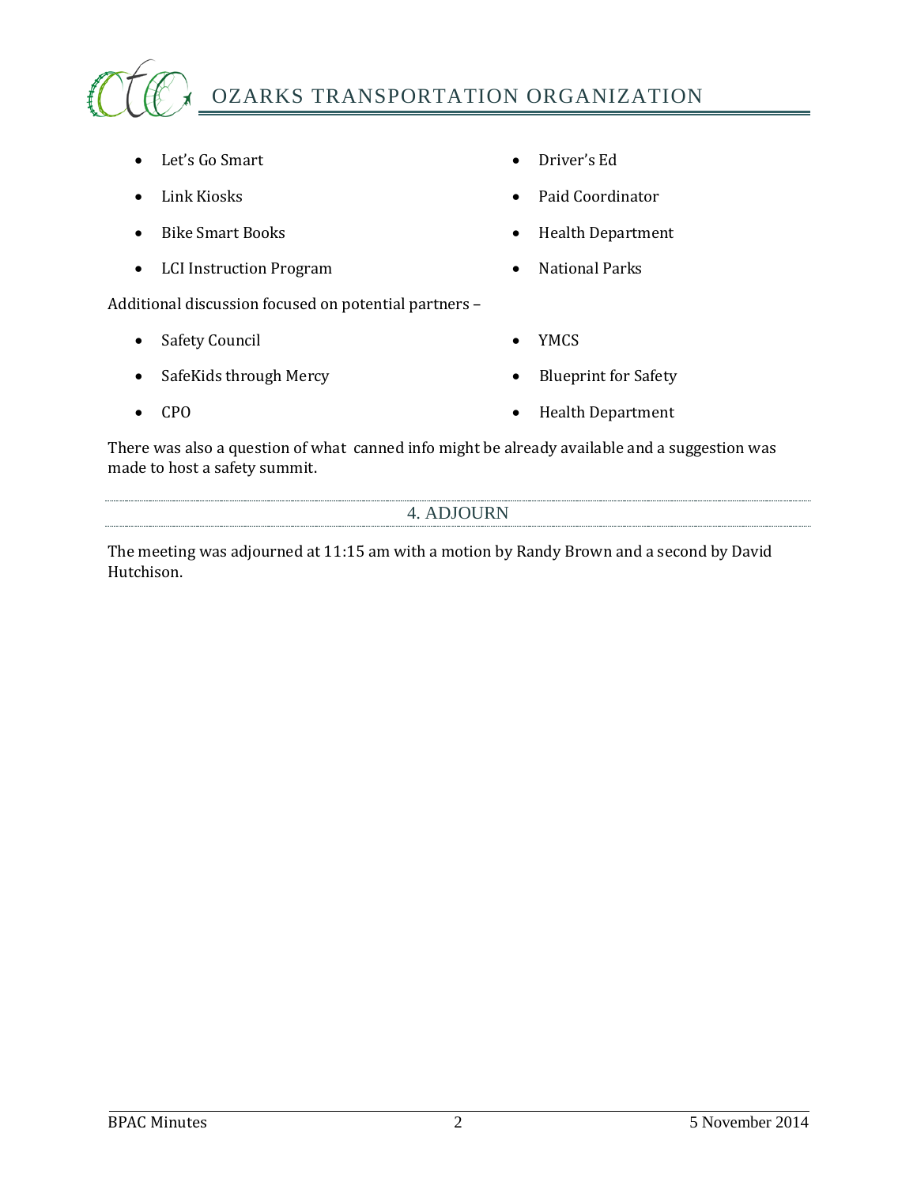- Let's Go Smart
- Link Kiosks
- Bike Smart Books
- LCI Instruction Program
- Driver's Ed
- Paid Coordinator
- Health Department
- National Parks

Additional discussion focused on potential partners –

- Safety Council
- SafeKids through Mercy
- CPO
- YMCS
- Blueprint for Safety
- Health Department

There was also a question of what canned info might be already available and a suggestion was made to host a safety summit.

## 4. ADJOURN

The meeting was adjourned at 11:15 am with a motion by Randy Brown and a second by David Hutchison.